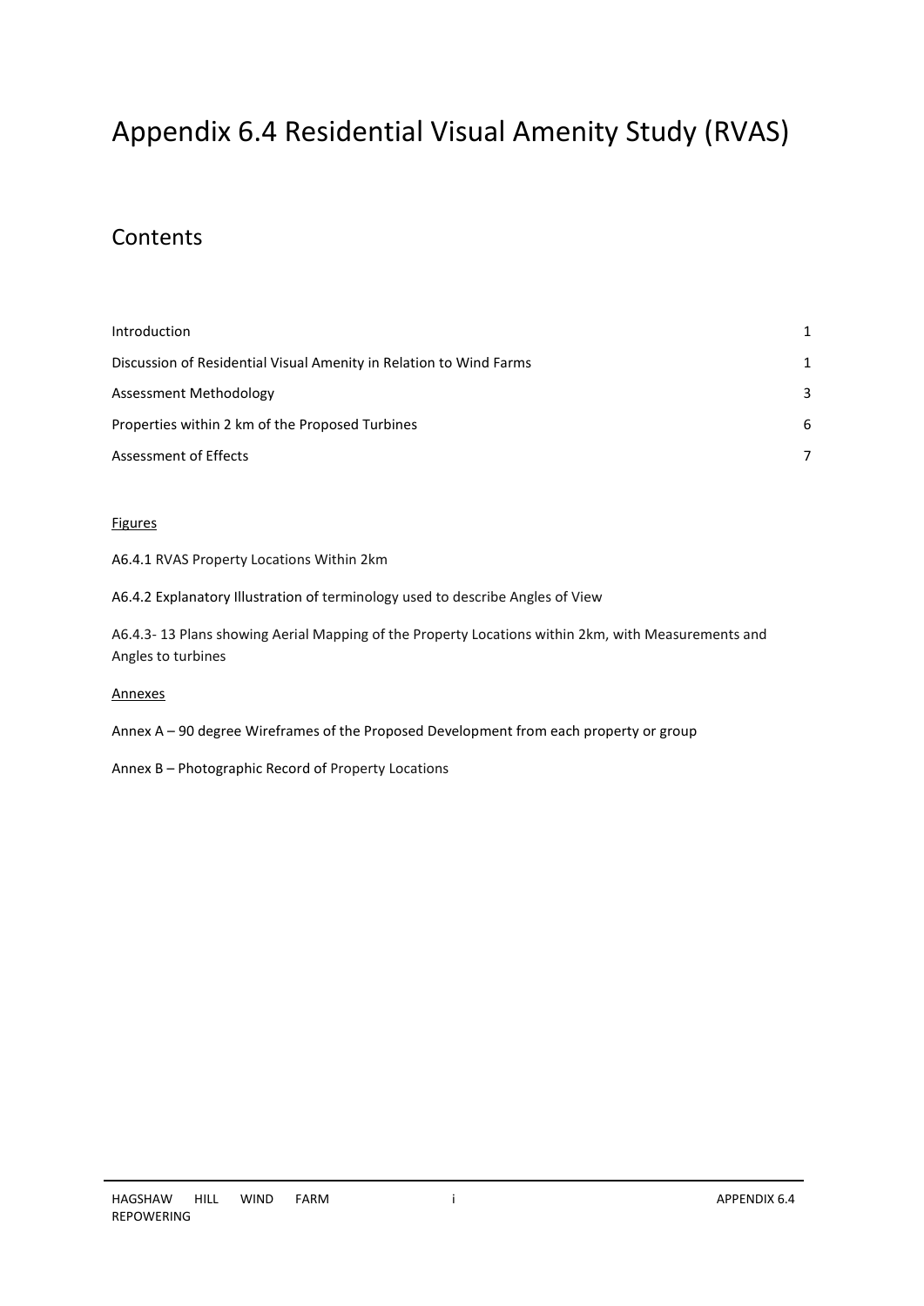# Appendix 6.4 Residential Visual Amenity Study (RVAS)

## Contents

| | |
|---|---|
| Introduction | 1 |
| Discussion of Residential Visual Amenity in Relation to Wind Farms | 1 |
| Assessment Methodology | 3 |
| Properties within 2 km of the Proposed Turbines | 6 |
| Assessment of Effects | 7 |

<u>Figures</u>

A6.4.1 RVAS Property Locations Within 2km

A6.4.2 Explanatory Illustration of terminology used to describe Angles of View

A6.4.3- 13 Plans showing Aerial Mapping of the Property Locations within 2km, with Measurements and Angles to turbines

<u>Annexes</u>

Annex A – 90 degree Wireframes of the Proposed Development from each property or group

Annex B – Photographic Record of Property Locations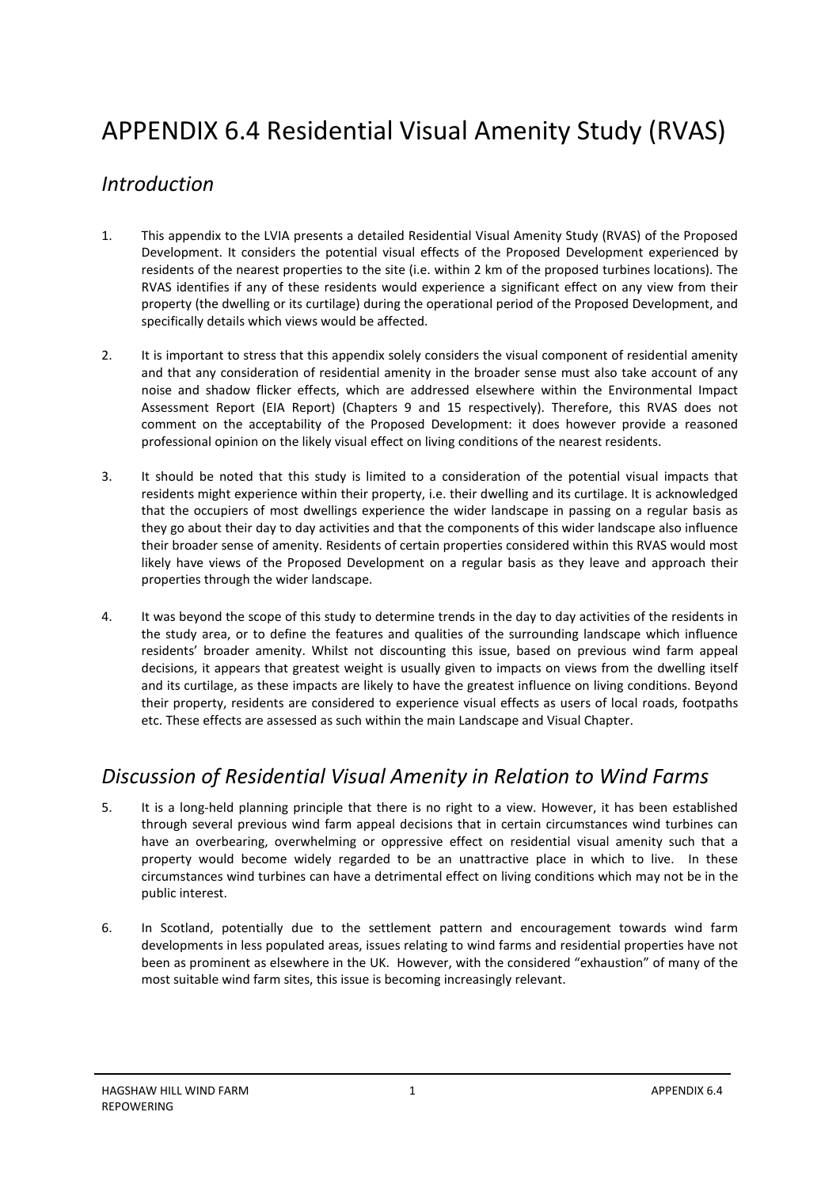# APPENDIX 6.4 Residential Visual Amenity Study (RVAS)

## *Introduction*

1. This appendix to the LVIA presents a detailed Residential Visual Amenity Study (RVAS) of the Proposed Development. It considers the potential visual effects of the Proposed Development experienced by residents of the nearest properties to the site (i.e. within 2 km of the proposed turbines locations). The RVAS identifies if any of these residents would experience a significant effect on any view from their property (the dwelling or its curtilage) during the operational period of the Proposed Development, and specifically details which views would be affected.

2. It is important to stress that this appendix solely considers the visual component of residential amenity and that any consideration of residential amenity in the broader sense must also take account of any noise and shadow flicker effects, which are addressed elsewhere within the Environmental Impact Assessment Report (EIA Report) (Chapters 9 and 15 respectively). Therefore, this RVAS does not comment on the acceptability of the Proposed Development: it does however provide a reasoned professional opinion on the likely visual effect on living conditions of the nearest residents.

3. It should be noted that this study is limited to a consideration of the potential visual impacts that residents might experience within their property, i.e. their dwelling and its curtilage. It is acknowledged that the occupiers of most dwellings experience the wider landscape in passing on a regular basis as they go about their day to day activities and that the components of this wider landscape also influence their broader sense of amenity. Residents of certain properties considered within this RVAS would most likely have views of the Proposed Development on a regular basis as they leave and approach their properties through the wider landscape.

4. It was beyond the scope of this study to determine trends in the day to day activities of the residents in the study area, or to define the features and qualities of the surrounding landscape which influence residents' broader amenity. Whilst not discounting this issue, based on previous wind farm appeal decisions, it appears that greatest weight is usually given to impacts on views from the dwelling itself and its curtilage, as these impacts are likely to have the greatest influence on living conditions. Beyond their property, residents are considered to experience visual effects as users of local roads, footpaths etc. These effects are assessed as such within the main Landscape and Visual Chapter.

## *Discussion of Residential Visual Amenity in Relation to Wind Farms*

5. It is a long-held planning principle that there is no right to a view. However, it has been established through several previous wind farm appeal decisions that in certain circumstances wind turbines can have an overbearing, overwhelming or oppressive effect on residential visual amenity such that a property would become widely regarded to be an unattractive place in which to live. In these circumstances wind turbines can have a detrimental effect on living conditions which may not be in the public interest.

6. In Scotland, potentially due to the settlement pattern and encouragement towards wind farm developments in less populated areas, issues relating to wind farms and residential properties have not been as prominent as elsewhere in the UK. However, with the considered "exhaustion" of many of the most suitable wind farm sites, this issue is becoming increasingly relevant.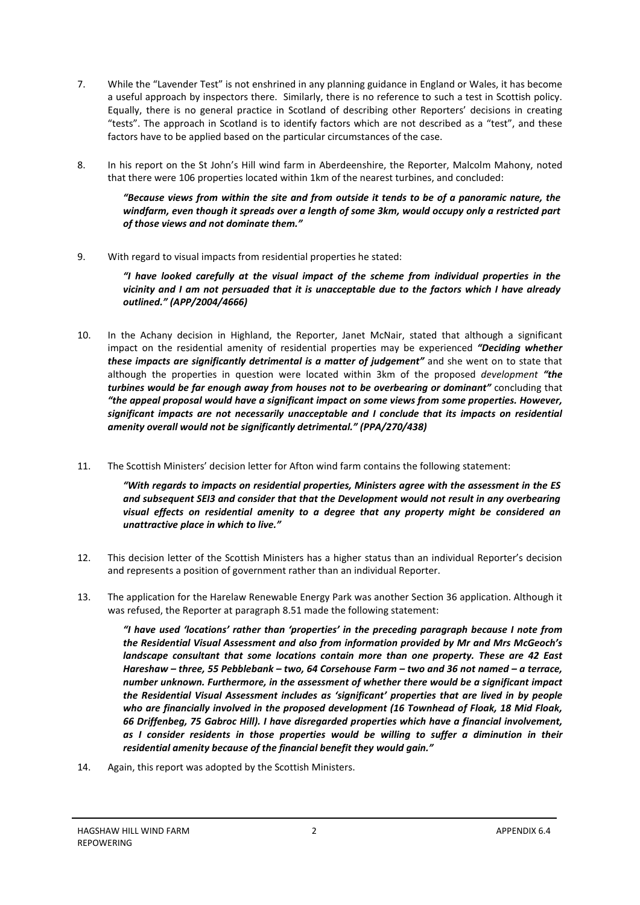7. While the "Lavender Test" is not enshrined in any planning guidance in England or Wales, it has become a useful approach by inspectors there. Similarly, there is no reference to such a test in Scottish policy. Equally, there is no general practice in Scotland of describing other Reporters' decisions in creating "tests". The approach in Scotland is to identify factors which are not described as a "test", and these factors have to be applied based on the particular circumstances of the case.

8. In his report on the St John's Hill wind farm in Aberdeenshire, the Reporter, Malcolm Mahony, noted that there were 106 properties located within 1km of the nearest turbines, and concluded:

   ***"Because views from within the site and from outside it tends to be of a panoramic nature, the windfarm, even though it spreads over a length of some 3km, would occupy only a restricted part of those views and not dominate them."***

9. With regard to visual impacts from residential properties he stated:

   ***"I have looked carefully at the visual impact of the scheme from individual properties in the vicinity and I am not persuaded that it is unacceptable due to the factors which I have already outlined." (APP/2004/4666)***

10. In the Achany decision in Highland, the Reporter, Janet McNair, stated that although a significant impact on the residential amenity of residential properties may be experienced ***"Deciding whether these impacts are significantly detrimental is a matter of judgement"*** and she went on to state that although the properties in question were located within 3km of the proposed *development* ***"the turbines would be far enough away from houses not to be overbearing or dominant"*** concluding that ***"the appeal proposal would have a significant impact on some views from some properties. However, significant impacts are not necessarily unacceptable and I conclude that its impacts on residential amenity overall would not be significantly detrimental." (PPA/270/438)***

11. The Scottish Ministers' decision letter for Afton wind farm contains the following statement:

   ***"With regards to impacts on residential properties, Ministers agree with the assessment in the ES and subsequent SEI3 and consider that that the Development would not result in any overbearing visual effects on residential amenity to a degree that any property might be considered an unattractive place in which to live."***

12. This decision letter of the Scottish Ministers has a higher status than an individual Reporter's decision and represents a position of government rather than an individual Reporter.

13. The application for the Harelaw Renewable Energy Park was another Section 36 application. Although it was refused, the Reporter at paragraph 8.51 made the following statement:

   ***"I have used 'locations' rather than 'properties' in the preceding paragraph because I note from the Residential Visual Assessment and also from information provided by Mr and Mrs McGeoch's landscape consultant that some locations contain more than one property. These are 42 East Hareshaw – three, 55 Pebblebank – two, 64 Corsehouse Farm – two and 36 not named – a terrace, number unknown. Furthermore, in the assessment of whether there would be a significant impact the Residential Visual Assessment includes as 'significant' properties that are lived in by people who are financially involved in the proposed development (16 Townhead of Floak, 18 Mid Floak, 66 Driffenbeg, 75 Gabroc Hill). I have disregarded properties which have a financial involvement, as I consider residents in those properties would be willing to suffer a diminution in their residential amenity because of the financial benefit they would gain."***

14. Again, this report was adopted by the Scottish Ministers.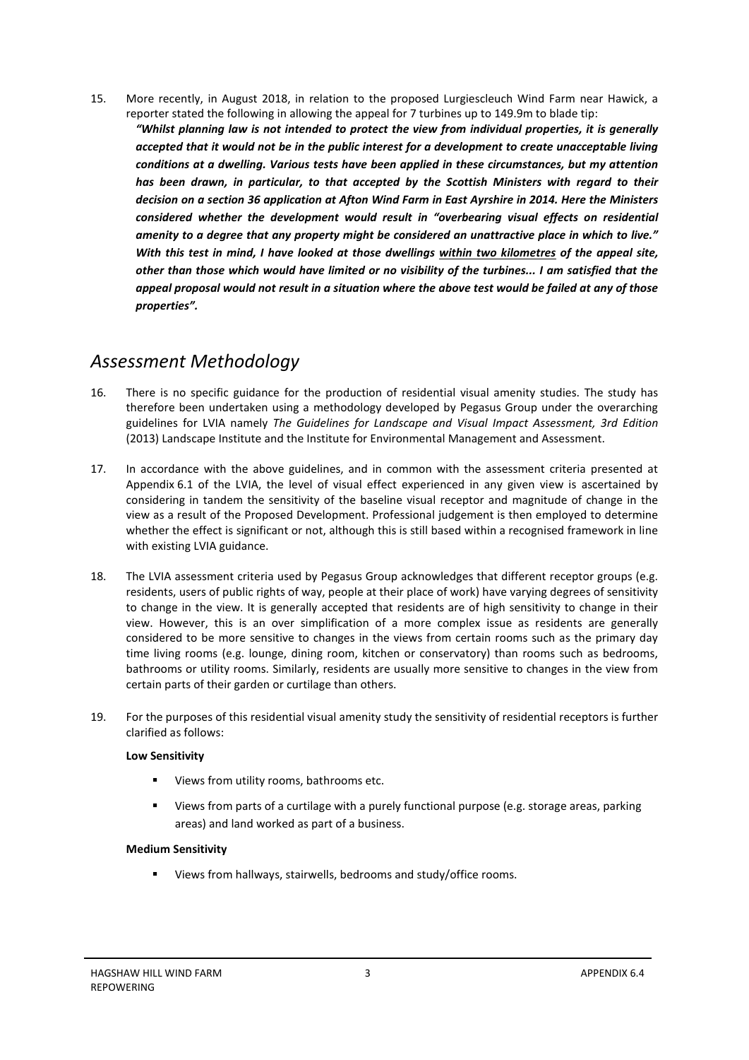15. More recently, in August 2018, in relation to the proposed Lurgiescleuch Wind Farm near Hawick, a reporter stated the following in allowing the appeal for 7 turbines up to 149.9m to blade tip:

***"Whilst planning law is not intended to protect the view from individual properties, it is generally accepted that it would not be in the public interest for a development to create unacceptable living conditions at a dwelling. Various tests have been applied in these circumstances, but my attention has been drawn, in particular, to that accepted by the Scottish Ministers with regard to their decision on a section 36 application at Afton Wind Farm in East Ayrshire in 2014. Here the Ministers considered whether the development would result in "overbearing visual effects on residential amenity to a degree that any property might be considered an unattractive place in which to live." With this test in mind, I have looked at those dwellings <u>within two kilometres</u> of the appeal site, other than those which would have limited or no visibility of the turbines... I am satisfied that the appeal proposal would not result in a situation where the above test would be failed at any of those properties".***

## *Assessment Methodology*

16. There is no specific guidance for the production of residential visual amenity studies. The study has therefore been undertaken using a methodology developed by Pegasus Group under the overarching guidelines for LVIA namely *The Guidelines for Landscape and Visual Impact Assessment, 3rd Edition* (2013) Landscape Institute and the Institute for Environmental Management and Assessment.

17. In accordance with the above guidelines, and in common with the assessment criteria presented at Appendix 6.1 of the LVIA, the level of visual effect experienced in any given view is ascertained by considering in tandem the sensitivity of the baseline visual receptor and magnitude of change in the view as a result of the Proposed Development. Professional judgement is then employed to determine whether the effect is significant or not, although this is still based within a recognised framework in line with existing LVIA guidance.

18. The LVIA assessment criteria used by Pegasus Group acknowledges that different receptor groups (e.g. residents, users of public rights of way, people at their place of work) have varying degrees of sensitivity to change in the view. It is generally accepted that residents are of high sensitivity to change in their view. However, this is an over simplification of a more complex issue as residents are generally considered to be more sensitive to changes in the views from certain rooms such as the primary day time living rooms (e.g. lounge, dining room, kitchen or conservatory) than rooms such as bedrooms, bathrooms or utility rooms. Similarly, residents are usually more sensitive to changes in the view from certain parts of their garden or curtilage than others.

19. For the purposes of this residential visual amenity study the sensitivity of residential receptors is further clarified as follows:

**Low Sensitivity**

- Views from utility rooms, bathrooms etc.
- Views from parts of a curtilage with a purely functional purpose (e.g. storage areas, parking areas) and land worked as part of a business.

**Medium Sensitivity**

- Views from hallways, stairwells, bedrooms and study/office rooms.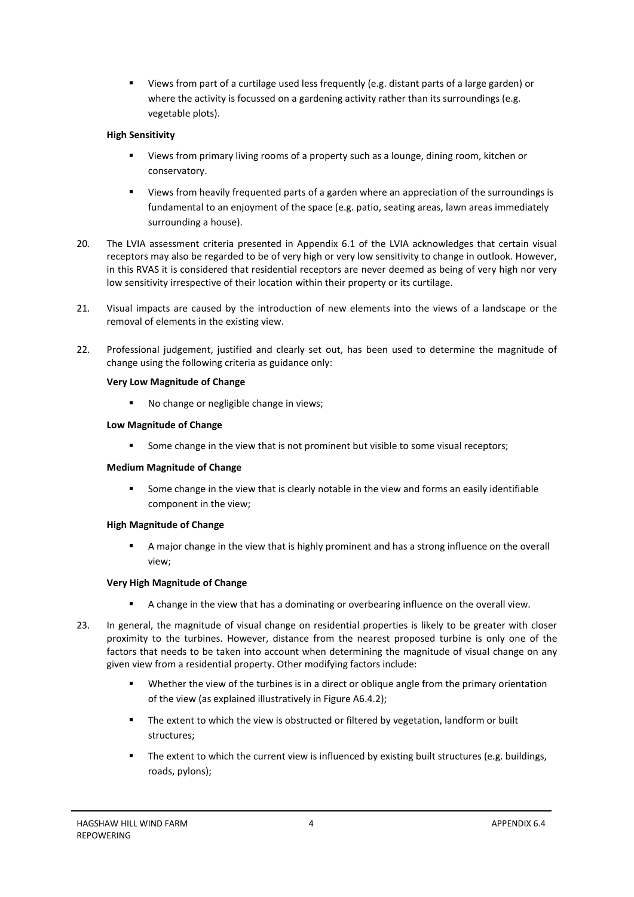- Views from part of a curtilage used less frequently (e.g. distant parts of a large garden) or where the activity is focussed on a gardening activity rather than its surroundings (e.g. vegetable plots).

**High Sensitivity**

- Views from primary living rooms of a property such as a lounge, dining room, kitchen or conservatory.
- Views from heavily frequented parts of a garden where an appreciation of the surroundings is fundamental to an enjoyment of the space (e.g. patio, seating areas, lawn areas immediately surrounding a house).

20. The LVIA assessment criteria presented in Appendix 6.1 of the LVIA acknowledges that certain visual receptors may also be regarded to be of very high or very low sensitivity to change in outlook. However, in this RVAS it is considered that residential receptors are never deemed as being of very high nor very low sensitivity irrespective of their location within their property or its curtilage.

21. Visual impacts are caused by the introduction of new elements into the views of a landscape or the removal of elements in the existing view.

22. Professional judgement, justified and clearly set out, has been used to determine the magnitude of change using the following criteria as guidance only:

**Very Low Magnitude of Change**

- No change or negligible change in views;

**Low Magnitude of Change**

- Some change in the view that is not prominent but visible to some visual receptors;

**Medium Magnitude of Change**

- Some change in the view that is clearly notable in the view and forms an easily identifiable component in the view;

**High Magnitude of Change**

- A major change in the view that is highly prominent and has a strong influence on the overall view;

**Very High Magnitude of Change**

- A change in the view that has a dominating or overbearing influence on the overall view.

23. In general, the magnitude of visual change on residential properties is likely to be greater with closer proximity to the turbines. However, distance from the nearest proposed turbine is only one of the factors that needs to be taken into account when determining the magnitude of visual change on any given view from a residential property. Other modifying factors include:

- Whether the view of the turbines is in a direct or oblique angle from the primary orientation of the view (as explained illustratively in Figure A6.4.2);
- The extent to which the view is obstructed or filtered by vegetation, landform or built structures;
- The extent to which the current view is influenced by existing built structures (e.g. buildings, roads, pylons);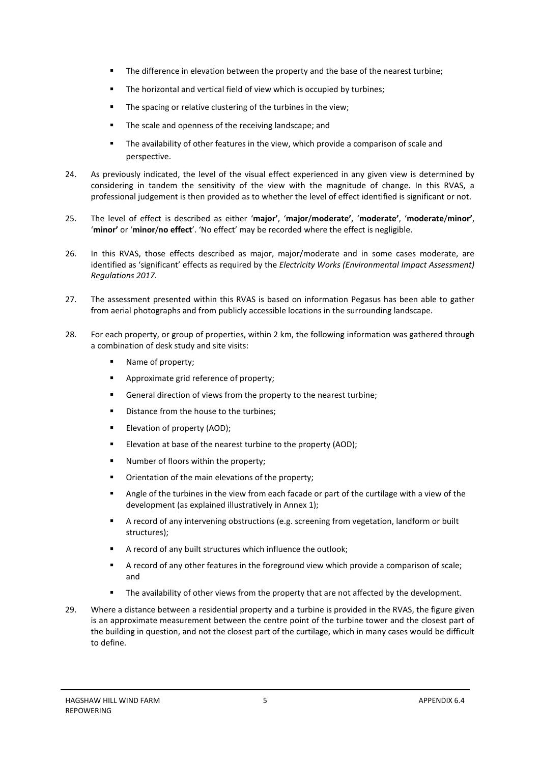- The difference in elevation between the property and the base of the nearest turbine;
- The horizontal and vertical field of view which is occupied by turbines;
- The spacing or relative clustering of the turbines in the view;
- The scale and openness of the receiving landscape; and
- The availability of other features in the view, which provide a comparison of scale and perspective.

24. As previously indicated, the level of the visual effect experienced in any given view is determined by considering in tandem the sensitivity of the view with the magnitude of change. In this RVAS, a professional judgement is then provided as to whether the level of effect identified is significant or not.

25. The level of effect is described as either '**major**', '**major/moderate**', '**moderate**', '**moderate/minor**', '**minor**' or '**minor/no effect**'. 'No effect' may be recorded where the effect is negligible.

26. In this RVAS, those effects described as major, major/moderate and in some cases moderate, are identified as 'significant' effects as required by the *Electricity Works (Environmental Impact Assessment) Regulations 2017*.

27. The assessment presented within this RVAS is based on information Pegasus has been able to gather from aerial photographs and from publicly accessible locations in the surrounding landscape.

28. For each property, or group of properties, within 2 km, the following information was gathered through a combination of desk study and site visits:

    - Name of property;
    - Approximate grid reference of property;
    - General direction of views from the property to the nearest turbine;
    - Distance from the house to the turbines;
    - Elevation of property (AOD);
    - Elevation at base of the nearest turbine to the property (AOD);
    - Number of floors within the property;
    - Orientation of the main elevations of the property;
    - Angle of the turbines in the view from each facade or part of the curtilage with a view of the development (as explained illustratively in Annex 1);
    - A record of any intervening obstructions (e.g. screening from vegetation, landform or built structures);
    - A record of any built structures which influence the outlook;
    - A record of any other features in the foreground view which provide a comparison of scale; and
    - The availability of other views from the property that are not affected by the development.

29. Where a distance between a residential property and a turbine is provided in the RVAS, the figure given is an approximate measurement between the centre point of the turbine tower and the closest part of the building in question, and not the closest part of the curtilage, which in many cases would be difficult to define.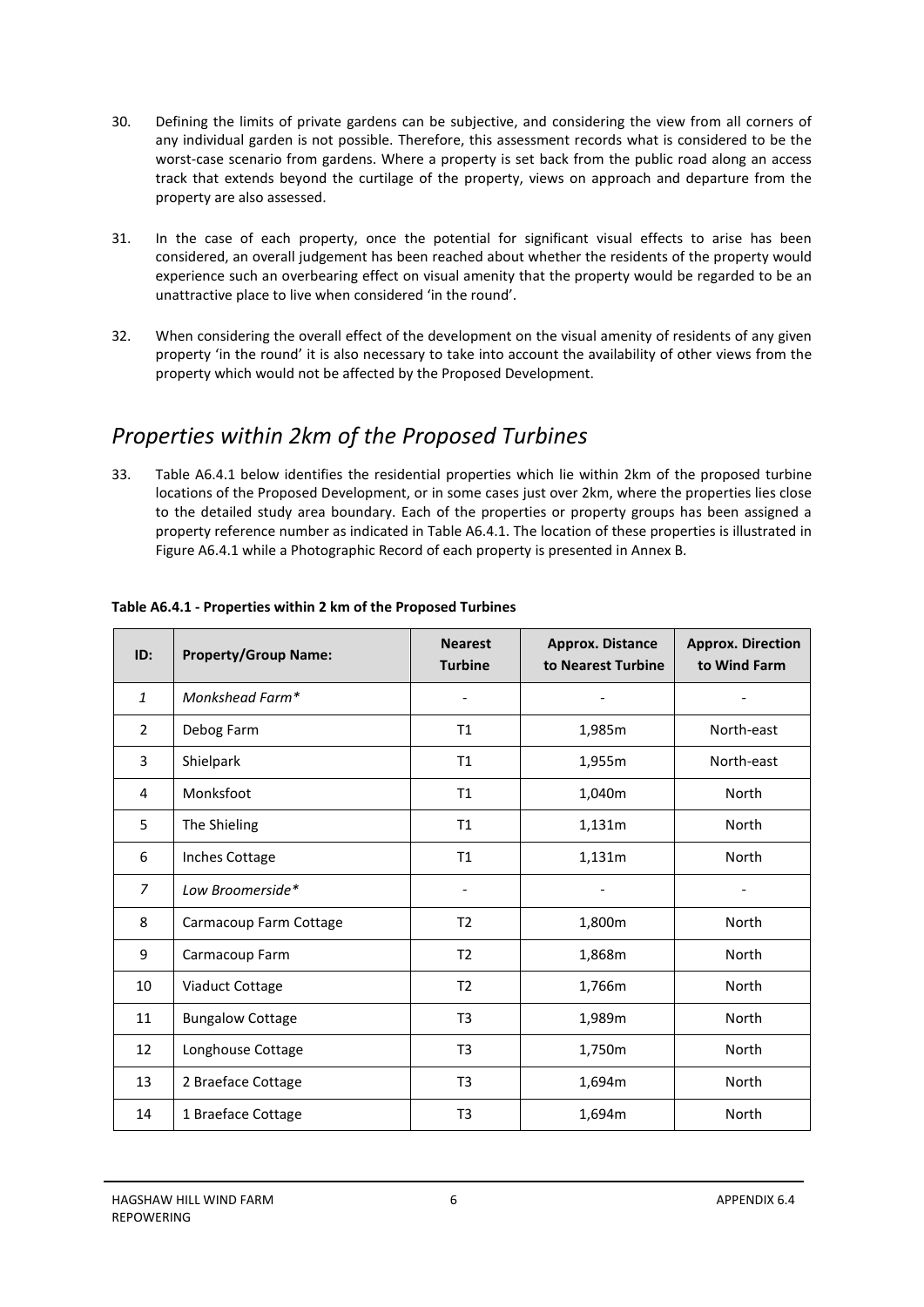30. Defining the limits of private gardens can be subjective, and considering the view from all corners of any individual garden is not possible. Therefore, this assessment records what is considered to be the worst-case scenario from gardens. Where a property is set back from the public road along an access track that extends beyond the curtilage of the property, views on approach and departure from the property are also assessed.

31. In the case of each property, once the potential for significant visual effects to arise has been considered, an overall judgement has been reached about whether the residents of the property would experience such an overbearing effect on visual amenity that the property would be regarded to be an unattractive place to live when considered 'in the round'.

32. When considering the overall effect of the development on the visual amenity of residents of any given property 'in the round' it is also necessary to take into account the availability of other views from the property which would not be affected by the Proposed Development.

## *Properties within 2km of the Proposed Turbines*

33. Table A6.4.1 below identifies the residential properties which lie within 2km of the proposed turbine locations of the Proposed Development, or in some cases just over 2km, where the properties lies close to the detailed study area boundary. Each of the properties or property groups has been assigned a property reference number as indicated in Table A6.4.1. The location of these properties is illustrated in Figure A6.4.1 while a Photographic Record of each property is presented in Annex B.

**Table A6.4.1 - Properties within 2 km of the Proposed Turbines**

| ID: | Property/Group Name: | Nearest Turbine | Approx. Distance to Nearest Turbine | Approx. Direction to Wind Farm |
|---|---|---|---|---|
| *1* | *Monkshead Farm** | - | - | - |
| 2 | Debog Farm | T1 | 1,985m | North-east |
| 3 | Shielpark | T1 | 1,955m | North-east |
| 4 | Monksfoot | T1 | 1,040m | North |
| 5 | The Shieling | T1 | 1,131m | North |
| 6 | Inches Cottage | T1 | 1,131m | North |
| *7* | *Low Broomerside** | - | - | - |
| 8 | Carmacoup Farm Cottage | T2 | 1,800m | North |
| 9 | Carmacoup Farm | T2 | 1,868m | North |
| 10 | Viaduct Cottage | T2 | 1,766m | North |
| 11 | Bungalow Cottage | T3 | 1,989m | North |
| 12 | Longhouse Cottage | T3 | 1,750m | North |
| 13 | 2 Braeface Cottage | T3 | 1,694m | North |
| 14 | 1 Braeface Cottage | T3 | 1,694m | North |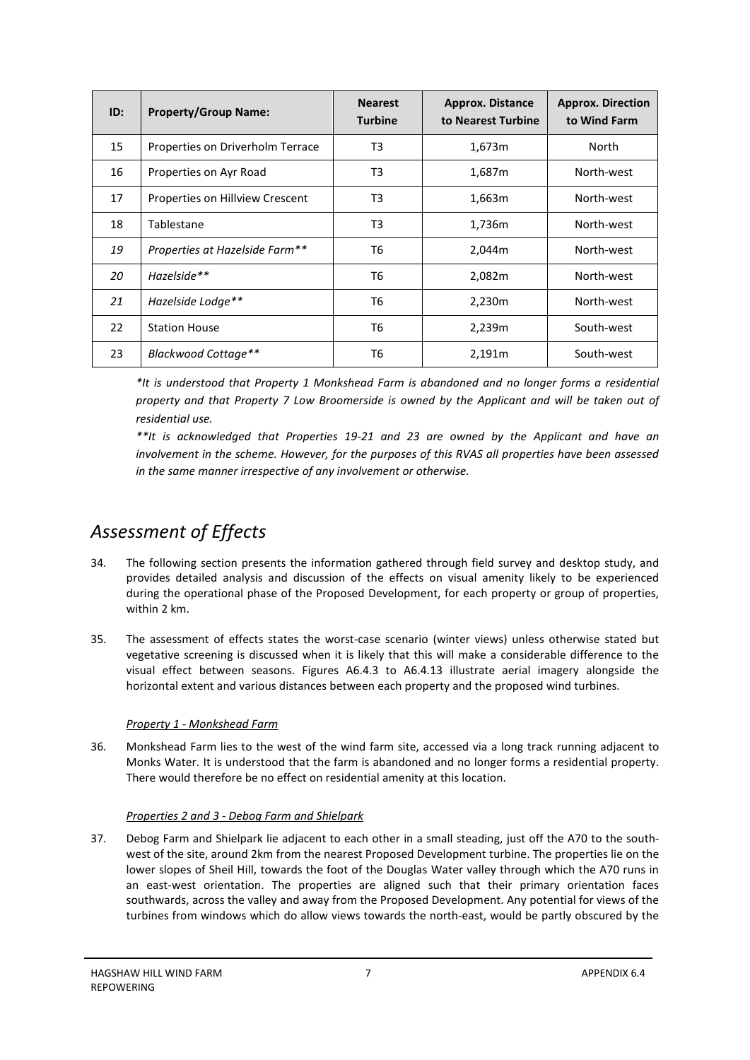| ID: | Property/Group Name: | Nearest Turbine | Approx. Distance to Nearest Turbine | Approx. Direction to Wind Farm |
|---|---|---|---|---|
| 15 | Properties on Driverholm Terrace | T3 | 1,673m | North |
| 16 | Properties on Ayr Road | T3 | 1,687m | North-west |
| 17 | Properties on Hillview Crescent | T3 | 1,663m | North-west |
| 18 | Tablestane | T3 | 1,736m | North-west |
| *19* | *Properties at Hazelside Farm*** | T6 | 2,044m | North-west |
| *20* | *Hazelside*** | T6 | 2,082m | North-west |
| *21* | *Hazelside Lodge*** | T6 | 2,230m | North-west |
| 22 | Station House | T6 | 2,239m | South-west |
| 23 | *Blackwood Cottage*** | T6 | 2,191m | South-west |

*\*It is understood that Property 1 Monkshead Farm is abandoned and no longer forms a residential property and that Property 7 Low Broomerside is owned by the Applicant and will be taken out of residential use.*

*\*\*It is acknowledged that Properties 19-21 and 23 are owned by the Applicant and have an involvement in the scheme. However, for the purposes of this RVAS all properties have been assessed in the same manner irrespective of any involvement or otherwise.*

## *Assessment of Effects*

34. The following section presents the information gathered through field survey and desktop study, and provides detailed analysis and discussion of the effects on visual amenity likely to be experienced during the operational phase of the Proposed Development, for each property or group of properties, within 2 km.

35. The assessment of effects states the worst-case scenario (winter views) unless otherwise stated but vegetative screening is discussed when it is likely that this will make a considerable difference to the visual effect between seasons. Figures A6.4.3 to A6.4.13 illustrate aerial imagery alongside the horizontal extent and various distances between each property and the proposed wind turbines.

*Property 1 - Monkshead Farm*

36. Monkshead Farm lies to the west of the wind farm site, accessed via a long track running adjacent to Monks Water. It is understood that the farm is abandoned and no longer forms a residential property. There would therefore be no effect on residential amenity at this location.

*Properties 2 and 3 - Debog Farm and Shielpark*

37. Debog Farm and Shielpark lie adjacent to each other in a small steading, just off the A70 to the south-west of the site, around 2km from the nearest Proposed Development turbine. The properties lie on the lower slopes of Sheil Hill, towards the foot of the Douglas Water valley through which the A70 runs in an east-west orientation. The properties are aligned such that their primary orientation faces southwards, across the valley and away from the Proposed Development. Any potential for views of the turbines from windows which do allow views towards the north-east, would be partly obscured by the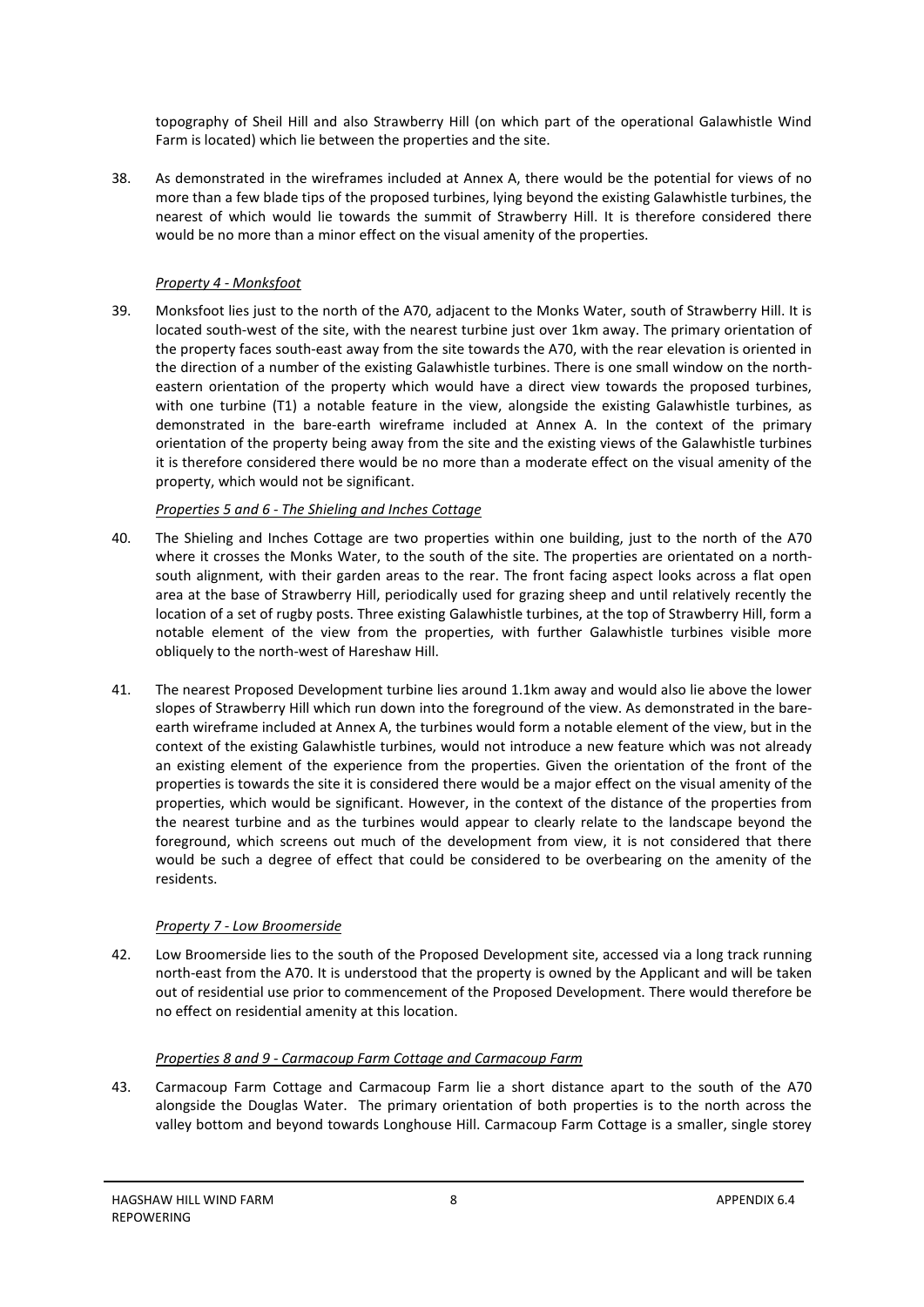topography of Sheil Hill and also Strawberry Hill (on which part of the operational Galawhistle Wind Farm is located) which lie between the properties and the site.

38. As demonstrated in the wireframes included at Annex A, there would be the potential for views of no more than a few blade tips of the proposed turbines, lying beyond the existing Galawhistle turbines, the nearest of which would lie towards the summit of Strawberry Hill. It is therefore considered there would be no more than a minor effect on the visual amenity of the properties.

*Property 4 - Monksfoot*

39. Monksfoot lies just to the north of the A70, adjacent to the Monks Water, south of Strawberry Hill. It is located south-west of the site, with the nearest turbine just over 1km away. The primary orientation of the property faces south-east away from the site towards the A70, with the rear elevation is oriented in the direction of a number of the existing Galawhistle turbines. There is one small window on the north-eastern orientation of the property which would have a direct view towards the proposed turbines, with one turbine (T1) a notable feature in the view, alongside the existing Galawhistle turbines, as demonstrated in the bare-earth wireframe included at Annex A. In the context of the primary orientation of the property being away from the site and the existing views of the Galawhistle turbines it is therefore considered there would be no more than a moderate effect on the visual amenity of the property, which would not be significant.

*Properties 5 and 6 - The Shieling and Inches Cottage*

40. The Shieling and Inches Cottage are two properties within one building, just to the north of the A70 where it crosses the Monks Water, to the south of the site. The properties are orientated on a north-south alignment, with their garden areas to the rear. The front facing aspect looks across a flat open area at the base of Strawberry Hill, periodically used for grazing sheep and until relatively recently the location of a set of rugby posts. Three existing Galawhistle turbines, at the top of Strawberry Hill, form a notable element of the view from the properties, with further Galawhistle turbines visible more obliquely to the north-west of Hareshaw Hill.

41. The nearest Proposed Development turbine lies around 1.1km away and would also lie above the lower slopes of Strawberry Hill which run down into the foreground of the view. As demonstrated in the bare-earth wireframe included at Annex A, the turbines would form a notable element of the view, but in the context of the existing Galawhistle turbines, would not introduce a new feature which was not already an existing element of the experience from the properties. Given the orientation of the front of the properties is towards the site it is considered there would be a major effect on the visual amenity of the properties, which would be significant. However, in the context of the distance of the properties from the nearest turbine and as the turbines would appear to clearly relate to the landscape beyond the foreground, which screens out much of the development from view, it is not considered that there would be such a degree of effect that could be considered to be overbearing on the amenity of the residents.

*Property 7 - Low Broomerside*

42. Low Broomerside lies to the south of the Proposed Development site, accessed via a long track running north-east from the A70. It is understood that the property is owned by the Applicant and will be taken out of residential use prior to commencement of the Proposed Development. There would therefore be no effect on residential amenity at this location.

*Properties 8 and 9 - Carmacoup Farm Cottage and Carmacoup Farm*

43. Carmacoup Farm Cottage and Carmacoup Farm lie a short distance apart to the south of the A70 alongside the Douglas Water. The primary orientation of both properties is to the north across the valley bottom and beyond towards Longhouse Hill. Carmacoup Farm Cottage is a smaller, single storey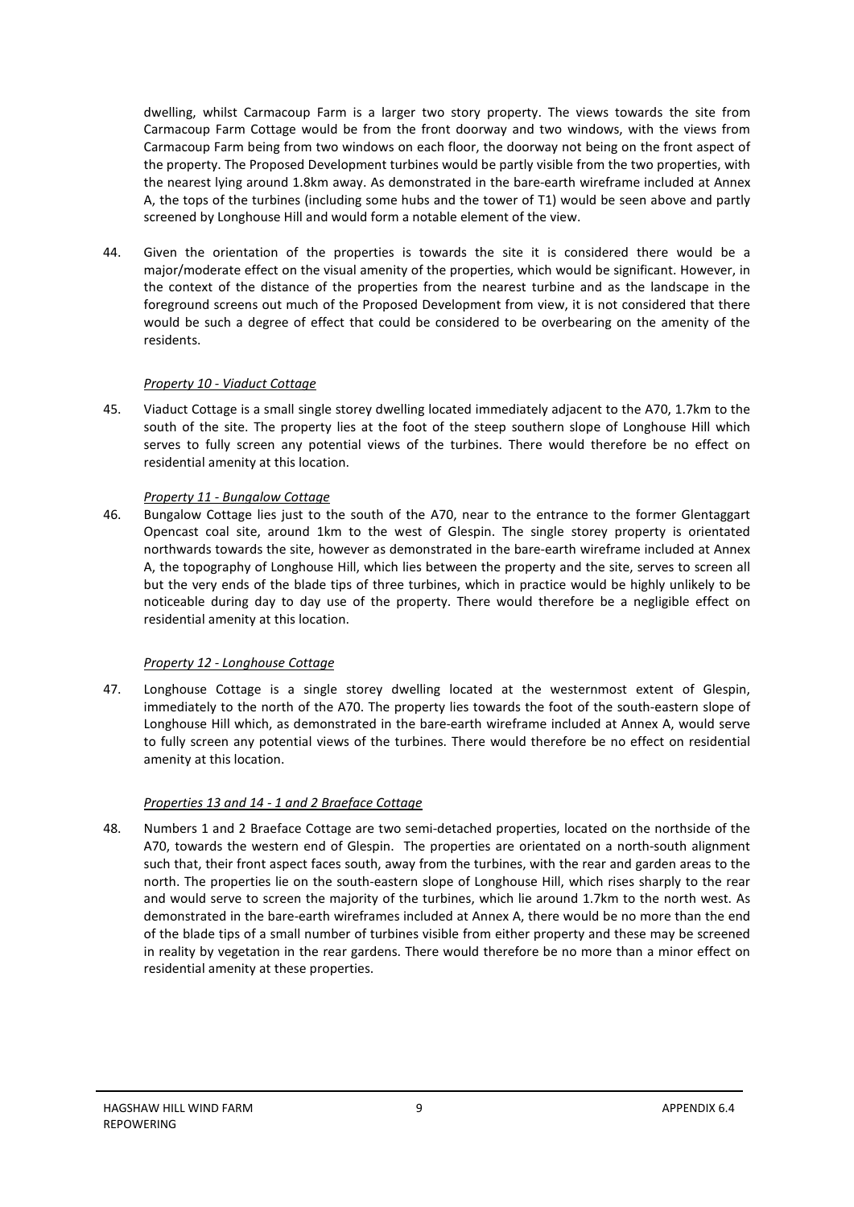dwelling, whilst Carmacoup Farm is a larger two story property. The views towards the site from Carmacoup Farm Cottage would be from the front doorway and two windows, with the views from Carmacoup Farm being from two windows on each floor, the doorway not being on the front aspect of the property. The Proposed Development turbines would be partly visible from the two properties, with the nearest lying around 1.8km away. As demonstrated in the bare-earth wireframe included at Annex A, the tops of the turbines (including some hubs and the tower of T1) would be seen above and partly screened by Longhouse Hill and would form a notable element of the view.

44. Given the orientation of the properties is towards the site it is considered there would be a major/moderate effect on the visual amenity of the properties, which would be significant. However, in the context of the distance of the properties from the nearest turbine and as the landscape in the foreground screens out much of the Proposed Development from view, it is not considered that there would be such a degree of effect that could be considered to be overbearing on the amenity of the residents.

*Property 10 - Viaduct Cottage*

45. Viaduct Cottage is a small single storey dwelling located immediately adjacent to the A70, 1.7km to the south of the site. The property lies at the foot of the steep southern slope of Longhouse Hill which serves to fully screen any potential views of the turbines. There would therefore be no effect on residential amenity at this location.

*Property 11 - Bungalow Cottage*

46. Bungalow Cottage lies just to the south of the A70, near to the entrance to the former Glentaggart Opencast coal site, around 1km to the west of Glespin. The single storey property is orientated northwards towards the site, however as demonstrated in the bare-earth wireframe included at Annex A, the topography of Longhouse Hill, which lies between the property and the site, serves to screen all but the very ends of the blade tips of three turbines, which in practice would be highly unlikely to be noticeable during day to day use of the property. There would therefore be a negligible effect on residential amenity at this location.

*Property 12 - Longhouse Cottage*

47. Longhouse Cottage is a single storey dwelling located at the westernmost extent of Glespin, immediately to the north of the A70. The property lies towards the foot of the south-eastern slope of Longhouse Hill which, as demonstrated in the bare-earth wireframe included at Annex A, would serve to fully screen any potential views of the turbines. There would therefore be no effect on residential amenity at this location.

*Properties 13 and 14 - 1 and 2 Braeface Cottage*

48. Numbers 1 and 2 Braeface Cottage are two semi-detached properties, located on the northside of the A70, towards the western end of Glespin. The properties are orientated on a north-south alignment such that, their front aspect faces south, away from the turbines, with the rear and garden areas to the north. The properties lie on the south-eastern slope of Longhouse Hill, which rises sharply to the rear and would serve to screen the majority of the turbines, which lie around 1.7km to the north west. As demonstrated in the bare-earth wireframes included at Annex A, there would be no more than the end of the blade tips of a small number of turbines visible from either property and these may be screened in reality by vegetation in the rear gardens. There would therefore be no more than a minor effect on residential amenity at these properties.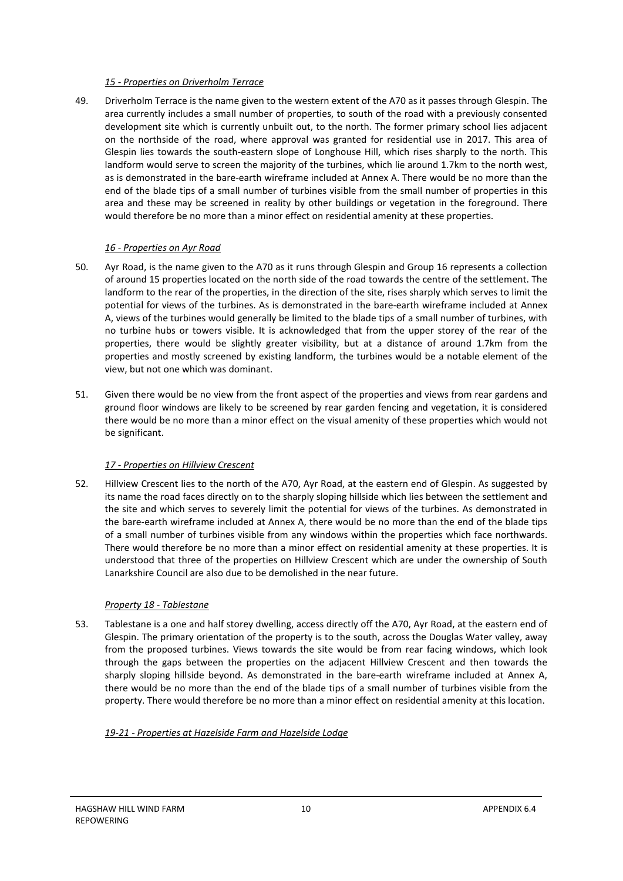*15 - Properties on Driverholm Terrace*

49. Driverholm Terrace is the name given to the western extent of the A70 as it passes through Glespin. The area currently includes a small number of properties, to south of the road with a previously consented development site which is currently unbuilt out, to the north. The former primary school lies adjacent on the northside of the road, where approval was granted for residential use in 2017. This area of Glespin lies towards the south-eastern slope of Longhouse Hill, which rises sharply to the north. This landform would serve to screen the majority of the turbines, which lie around 1.7km to the north west, as is demonstrated in the bare-earth wireframe included at Annex A. There would be no more than the end of the blade tips of a small number of turbines visible from the small number of properties in this area and these may be screened in reality by other buildings or vegetation in the foreground. There would therefore be no more than a minor effect on residential amenity at these properties.

*16 - Properties on Ayr Road*

50. Ayr Road, is the name given to the A70 as it runs through Glespin and Group 16 represents a collection of around 15 properties located on the north side of the road towards the centre of the settlement. The landform to the rear of the properties, in the direction of the site, rises sharply which serves to limit the potential for views of the turbines. As is demonstrated in the bare-earth wireframe included at Annex A, views of the turbines would generally be limited to the blade tips of a small number of turbines, with no turbine hubs or towers visible. It is acknowledged that from the upper storey of the rear of the properties, there would be slightly greater visibility, but at a distance of around 1.7km from the properties and mostly screened by existing landform, the turbines would be a notable element of the view, but not one which was dominant.

51. Given there would be no view from the front aspect of the properties and views from rear gardens and ground floor windows are likely to be screened by rear garden fencing and vegetation, it is considered there would be no more than a minor effect on the visual amenity of these properties which would not be significant.

*17 - Properties on Hillview Crescent*

52. Hillview Crescent lies to the north of the A70, Ayr Road, at the eastern end of Glespin. As suggested by its name the road faces directly on to the sharply sloping hillside which lies between the settlement and the site and which serves to severely limit the potential for views of the turbines. As demonstrated in the bare-earth wireframe included at Annex A, there would be no more than the end of the blade tips of a small number of turbines visible from any windows within the properties which face northwards. There would therefore be no more than a minor effect on residential amenity at these properties. It is understood that three of the properties on Hillview Crescent which are under the ownership of South Lanarkshire Council are also due to be demolished in the near future.

*Property 18 - Tablestane*

53. Tablestane is a one and half storey dwelling, access directly off the A70, Ayr Road, at the eastern end of Glespin. The primary orientation of the property is to the south, across the Douglas Water valley, away from the proposed turbines. Views towards the site would be from rear facing windows, which look through the gaps between the properties on the adjacent Hillview Crescent and then towards the sharply sloping hillside beyond. As demonstrated in the bare-earth wireframe included at Annex A, there would be no more than the end of the blade tips of a small number of turbines visible from the property. There would therefore be no more than a minor effect on residential amenity at this location.

*19-21 - Properties at Hazelside Farm and Hazelside Lodge*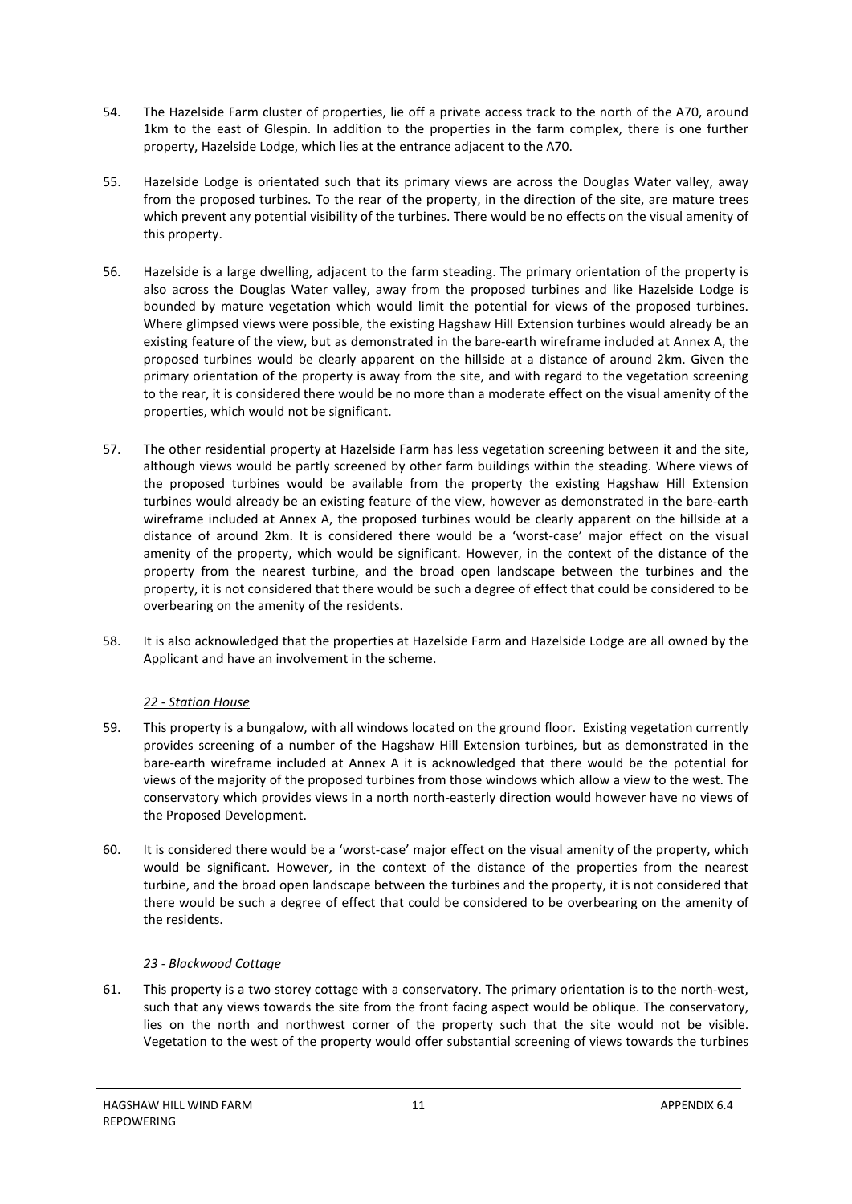54. The Hazelside Farm cluster of properties, lie off a private access track to the north of the A70, around 1km to the east of Glespin. In addition to the properties in the farm complex, there is one further property, Hazelside Lodge, which lies at the entrance adjacent to the A70.

55. Hazelside Lodge is orientated such that its primary views are across the Douglas Water valley, away from the proposed turbines. To the rear of the property, in the direction of the site, are mature trees which prevent any potential visibility of the turbines. There would be no effects on the visual amenity of this property.

56. Hazelside is a large dwelling, adjacent to the farm steading. The primary orientation of the property is also across the Douglas Water valley, away from the proposed turbines and like Hazelside Lodge is bounded by mature vegetation which would limit the potential for views of the proposed turbines. Where glimpsed views were possible, the existing Hagshaw Hill Extension turbines would already be an existing feature of the view, but as demonstrated in the bare-earth wireframe included at Annex A, the proposed turbines would be clearly apparent on the hillside at a distance of around 2km. Given the primary orientation of the property is away from the site, and with regard to the vegetation screening to the rear, it is considered there would be no more than a moderate effect on the visual amenity of the properties, which would not be significant.

57. The other residential property at Hazelside Farm has less vegetation screening between it and the site, although views would be partly screened by other farm buildings within the steading. Where views of the proposed turbines would be available from the property the existing Hagshaw Hill Extension turbines would already be an existing feature of the view, however as demonstrated in the bare-earth wireframe included at Annex A, the proposed turbines would be clearly apparent on the hillside at a distance of around 2km. It is considered there would be a 'worst-case' major effect on the visual amenity of the property, which would be significant. However, in the context of the distance of the property from the nearest turbine, and the broad open landscape between the turbines and the property, it is not considered that there would be such a degree of effect that could be considered to be overbearing on the amenity of the residents.

58. It is also acknowledged that the properties at Hazelside Farm and Hazelside Lodge are all owned by the Applicant and have an involvement in the scheme.

*22 - Station House*

59. This property is a bungalow, with all windows located on the ground floor. Existing vegetation currently provides screening of a number of the Hagshaw Hill Extension turbines, but as demonstrated in the bare-earth wireframe included at Annex A it is acknowledged that there would be the potential for views of the majority of the proposed turbines from those windows which allow a view to the west. The conservatory which provides views in a north north-easterly direction would however have no views of the Proposed Development.

60. It is considered there would be a 'worst-case' major effect on the visual amenity of the property, which would be significant. However, in the context of the distance of the properties from the nearest turbine, and the broad open landscape between the turbines and the property, it is not considered that there would be such a degree of effect that could be considered to be overbearing on the amenity of the residents.

*23 - Blackwood Cottage*

61. This property is a two storey cottage with a conservatory. The primary orientation is to the north-west, such that any views towards the site from the front facing aspect would be oblique. The conservatory, lies on the north and northwest corner of the property such that the site would not be visible. Vegetation to the west of the property would offer substantial screening of views towards the turbines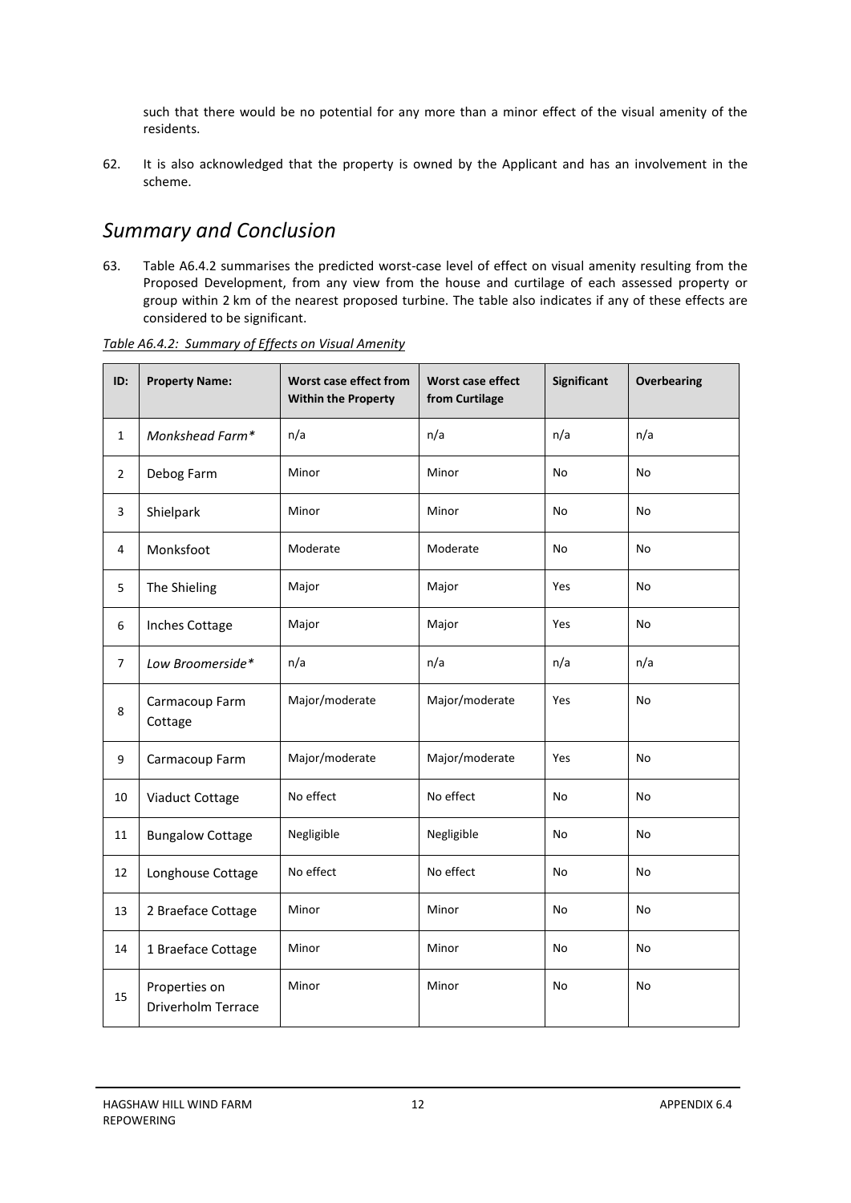such that there would be no potential for any more than a minor effect of the visual amenity of the residents.

62. It is also acknowledged that the property is owned by the Applicant and has an involvement in the scheme.

## *Summary and Conclusion*

63. Table A6.4.2 summarises the predicted worst-case level of effect on visual amenity resulting from the Proposed Development, from any view from the house and curtilage of each assessed property or group within 2 km of the nearest proposed turbine. The table also indicates if any of these effects are considered to be significant.

*Table A6.4.2: Summary of Effects on Visual Amenity*

| ID: | Property Name: | Worst case effect from Within the Property | Worst case effect from Curtilage | Significant | Overbearing |
|---|---|---|---|---|---|
| 1 | *Monkshead Farm** | n/a | n/a | n/a | n/a |
| 2 | Debog Farm | Minor | Minor | No | No |
| 3 | Shielpark | Minor | Minor | No | No |
| 4 | Monksfoot | Moderate | Moderate | No | No |
| 5 | The Shieling | Major | Major | Yes | No |
| 6 | Inches Cottage | Major | Major | Yes | No |
| 7 | *Low Broomerside** | n/a | n/a | n/a | n/a |
| 8 | Carmacoup Farm Cottage | Major/moderate | Major/moderate | Yes | No |
| 9 | Carmacoup Farm | Major/moderate | Major/moderate | Yes | No |
| 10 | Viaduct Cottage | No effect | No effect | No | No |
| 11 | Bungalow Cottage | Negligible | Negligible | No | No |
| 12 | Longhouse Cottage | No effect | No effect | No | No |
| 13 | 2 Braeface Cottage | Minor | Minor | No | No |
| 14 | 1 Braeface Cottage | Minor | Minor | No | No |
| 15 | Properties on Driverholm Terrace | Minor | Minor | No | No |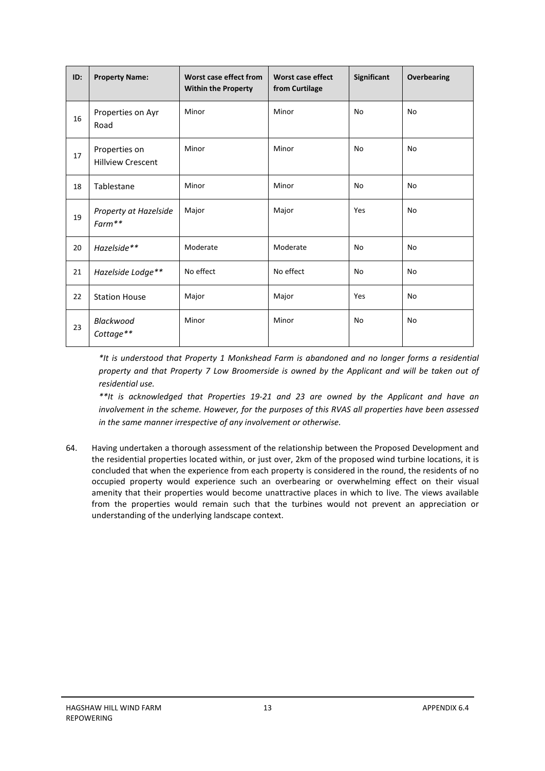| ID: | Property Name: | Worst case effect from Within the Property | Worst case effect from Curtilage | Significant | Overbearing |
|---|---|---|---|---|---|
| 16 | Properties on Ayr Road | Minor | Minor | No | No |
| 17 | Properties on Hillview Crescent | Minor | Minor | No | No |
| 18 | Tablestane | Minor | Minor | No | No |
| 19 | *Property at Hazelside Farm*** | Major | Major | Yes | No |
| 20 | *Hazelside*** | Moderate | Moderate | No | No |
| 21 | *Hazelside Lodge*** | No effect | No effect | No | No |
| 22 | Station House | Major | Major | Yes | No |
| 23 | *Blackwood Cottage*** | Minor | Minor | No | No |

*\*It is understood that Property 1 Monkshead Farm is abandoned and no longer forms a residential property and that Property 7 Low Broomerside is owned by the Applicant and will be taken out of residential use.*

*\*\*It is acknowledged that Properties 19-21 and 23 are owned by the Applicant and have an involvement in the scheme. However, for the purposes of this RVAS all properties have been assessed in the same manner irrespective of any involvement or otherwise.*

64. Having undertaken a thorough assessment of the relationship between the Proposed Development and the residential properties located within, or just over, 2km of the proposed wind turbine locations, it is concluded that when the experience from each property is considered in the round, the residents of no occupied property would experience such an overbearing or overwhelming effect on their visual amenity that their properties would become unattractive places in which to live. The views available from the properties would remain such that the turbines would not prevent an appreciation or understanding of the underlying landscape context.